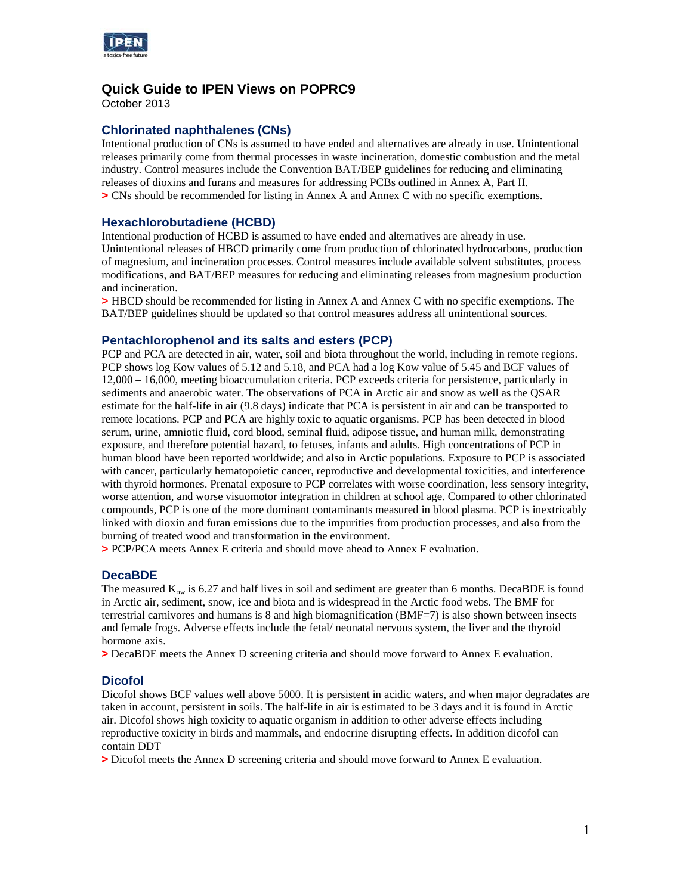# Quick Guide to IPEN Views on POPRC9

October 2013

## Chlorinated naphthalenes (CNs)

Intentional production of CNs is assumed to have ended and alternatives are already in use. Unintentional releases primarily come from thermal processes in waste incineration, domestic combustion and the metal industry. Control measures include the Convention BAT/BEP guidelines for reducing and eliminating releases of dioxins and furans and measures for addressing PCBs outlined in Annex A, Part II.

**>** CNs should be recommended for listing in Annex A and Annex C with no specific exemptions.

## Hexachlorobutadiene (HCBD)

Intentional production of HCBD is assumed to have ended and alternatives are already in use. Unintentional releases of HBCD primarily come from production of chlorinated hydrocarbons, production of magnesium, and incineration processes. Control measures include available solvent substitutes, process modifications, and BAT/BEP measures for reducing and eliminating releases from magnesium production and incineration.

**>** HBCD should be recommended for listing in Annex A and Annex C with no specific exemptions. The BAT/BEP guidelines should be updated so that control measures address all unintentional sources.

## Pentachlorophenol and its salts and esters (PCP)

PCP and PCA are detected in air, water, soil and biota throughout the world, including in remote regions. PCP shows log Kow values of 5.12 and 5.18, and PCA had a log Kow value of 5.45 and BCF values of 12,000 – 16,000, meeting bioaccumulation criteria. PCP exceeds criteria for persistence, particularly in sediments and anaerobic water. The observations of PCA in Arctic air and snow as well as the QSAR estimate for the half-life in air (9.8 days) indicate that PCA is persistent in air and can be transported to remote locations. PCP and PCA are highly toxic to aquatic organisms. PCP has been detected in blood serum, urine, amniotic fluid, cord blood, seminal fluid, adipose tissue, and human milk, demonstrating exposure, and therefore potential hazard, to fetuses, infants and adults. High concentrations of PCP in human blood have been reported worldwide; and also in Arctic populations. Exposure to PCP is associated with cancer, particularly hematopoietic cancer, reproductive and developmental toxicities, and interference with thyroid hormones. Prenatal exposure to PCP correlates with worse coordination, less sensory integrity, worse attention, and worse visuomotor integration in children at school age. Compared to other chlorinated compounds, PCP is one of the more dominant contaminants measured in blood plasma. PCP is inextricably linked with dioxin and furan emissions due to the impurities from production processes, and also from the burning of treated wood and transformation in the environment.

**>** PCP/PCA meets Annex E criteria and should move ahead to Annex F evaluation.

## DecaBDE

The measured $K_{ow}$ is 6.27 and half lives in soil and sediment are greater than 6 months. DecaBDE is found in Arctic air, sediment, snow, ice and biota and is widespread in the Arctic food webs. The BMF for terrestrial carnivores and humans is 8 and high biomagnification (BMF=7) is also shown between insects and female frogs. Adverse effects include the fetal/ neonatal nervous system, the liver and the thyroid hormone axis.

**>** DecaBDE meets the Annex D screening criteria and should move forward to Annex E evaluation.

## Dicofol

Dicofol shows BCF values well above 5000. It is persistent in acidic waters, and when major degradates are taken in account, persistent in soils. The half-life in air is estimated to be 3 days and it is found in Arctic air. Dicofol shows high toxicity to aquatic organism in addition to other adverse effects including reproductive toxicity in birds and mammals, and endocrine disrupting effects. In addition dicofol can contain DDT

**>** Dicofol meets the Annex D screening criteria and should move forward to Annex E evaluation.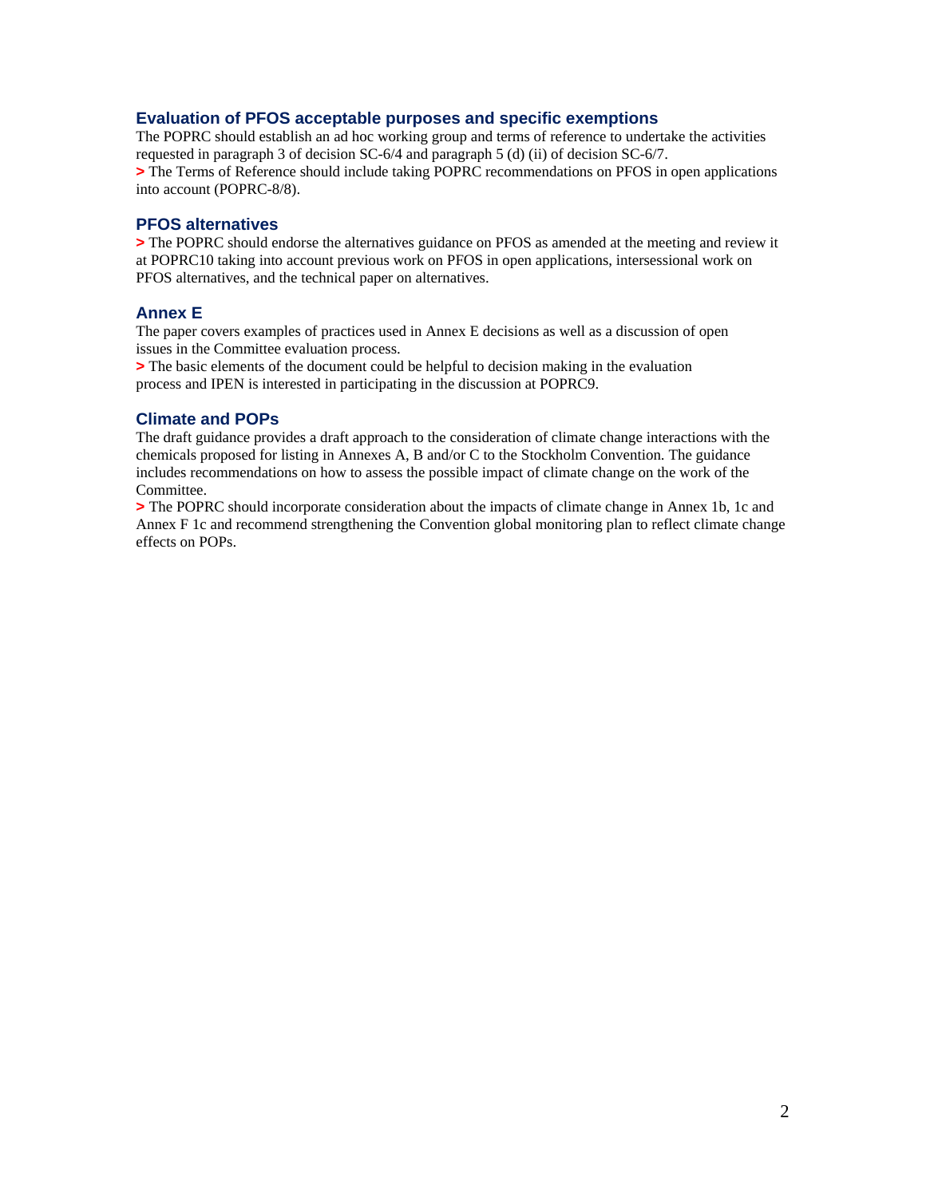## Evaluation of PFOS acceptable purposes and specific exemptions

The POPRC should establish an ad hoc working group and terms of reference to undertake the activities requested in paragraph 3 of decision SC-6/4 and paragraph 5 (d) (ii) of decision SC-6/7.

**>** The Terms of Reference should include taking POPRC recommendations on PFOS in open applications into account (POPRC-8/8).

## PFOS alternatives

**>** The POPRC should endorse the alternatives guidance on PFOS as amended at the meeting and review it at POPRC10 taking into account previous work on PFOS in open applications, intersessional work on PFOS alternatives, and the technical paper on alternatives.

## Annex E

The paper covers examples of practices used in Annex E decisions as well as a discussion of open issues in the Committee evaluation process.

**>** The basic elements of the document could be helpful to decision making in the evaluation process and IPEN is interested in participating in the discussion at POPRC9.

## Climate and POPs

The draft guidance provides a draft approach to the consideration of climate change interactions with the chemicals proposed for listing in Annexes A, B and/or C to the Stockholm Convention. The guidance includes recommendations on how to assess the possible impact of climate change on the work of the Committee.

**>** The POPRC should incorporate consideration about the impacts of climate change in Annex 1b, 1c and Annex F 1c and recommend strengthening the Convention global monitoring plan to reflect climate change effects on POPs.